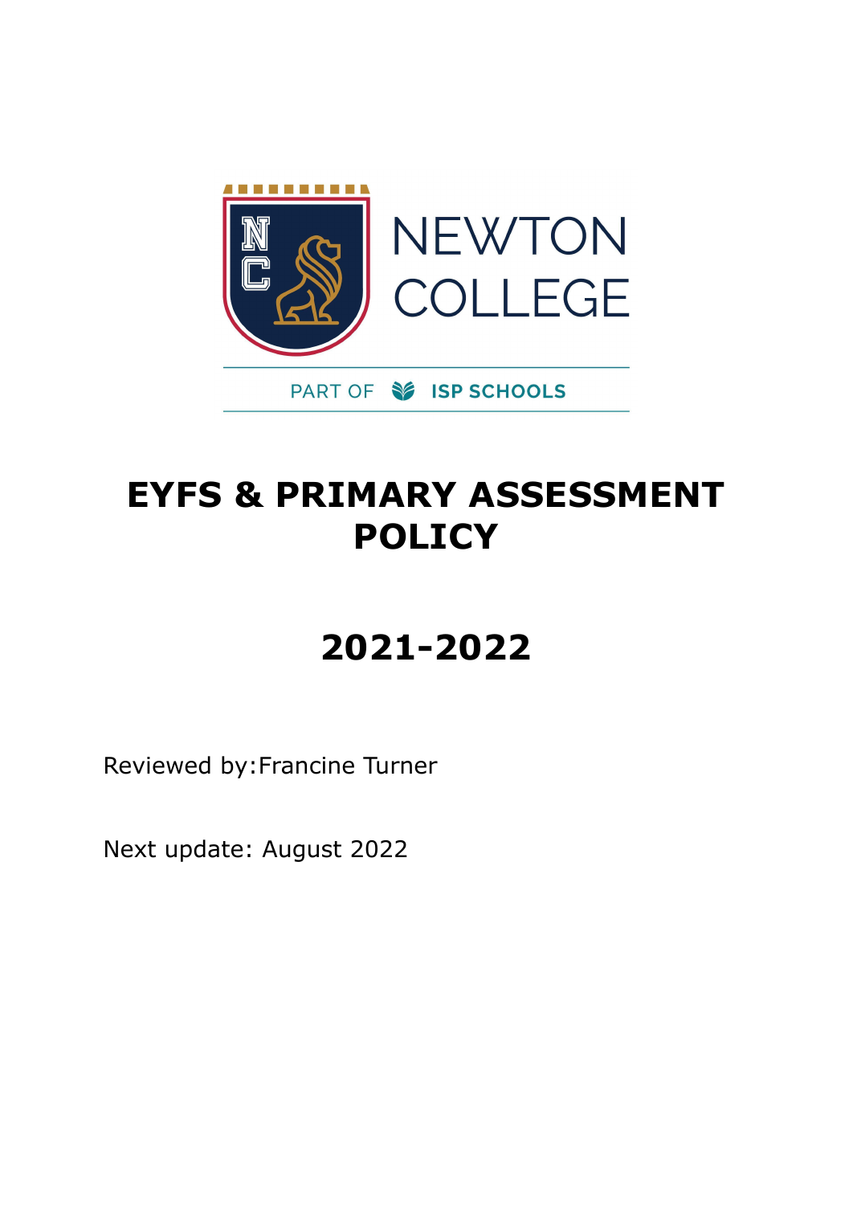NEWTON COLLEGE

PART OF ISP SCHOOLS

# EYFS & PRIMARY ASSESSMENT POLICY

# 2021-2022

Reviewed by:Francine Turner

Next update: August 2022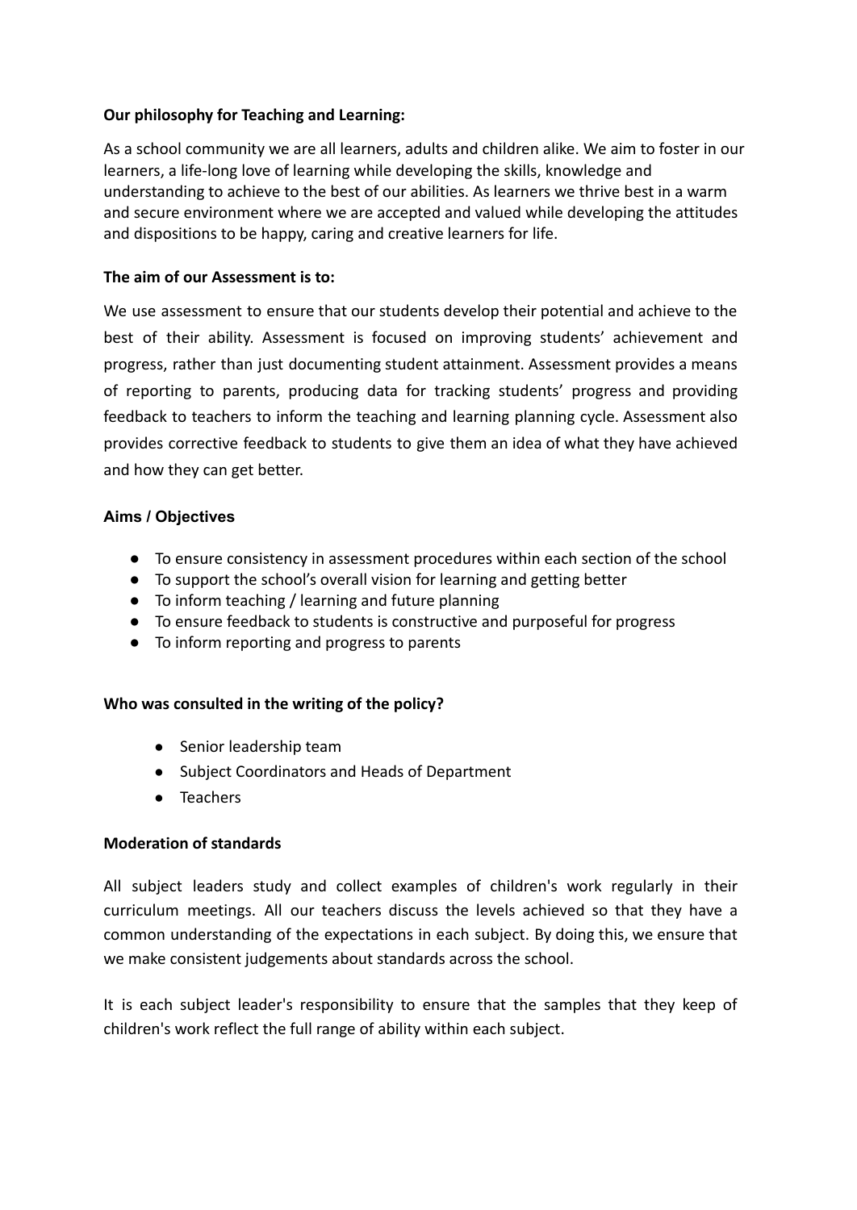**Our philosophy for Teaching and Learning:**

As a school community we are all learners, adults and children alike. We aim to foster in our learners, a life-long love of learning while developing the skills, knowledge and understanding to achieve to the best of our abilities. As learners we thrive best in a warm and secure environment where we are accepted and valued while developing the attitudes and dispositions to be happy, caring and creative learners for life.

**The aim of our Assessment is to:**

We use assessment to ensure that our students develop their potential and achieve to the best of their ability. Assessment is focused on improving students' achievement and progress, rather than just documenting student attainment. Assessment provides a means of reporting to parents, producing data for tracking students' progress and providing feedback to teachers to inform the teaching and learning planning cycle. Assessment also provides corrective feedback to students to give them an idea of what they have achieved and how they can get better.

**Aims / Objectives**

- To ensure consistency in assessment procedures within each section of the school
- To support the school's overall vision for learning and getting better
- To inform teaching / learning and future planning
- To ensure feedback to students is constructive and purposeful for progress
- To inform reporting and progress to parents

**Who was consulted in the writing of the policy?**

- Senior leadership team
- Subject Coordinators and Heads of Department
- Teachers

**Moderation of standards**

All subject leaders study and collect examples of children's work regularly in their curriculum meetings. All our teachers discuss the levels achieved so that they have a common understanding of the expectations in each subject. By doing this, we ensure that we make consistent judgements about standards across the school.

It is each subject leader's responsibility to ensure that the samples that they keep of children's work reflect the full range of ability within each subject.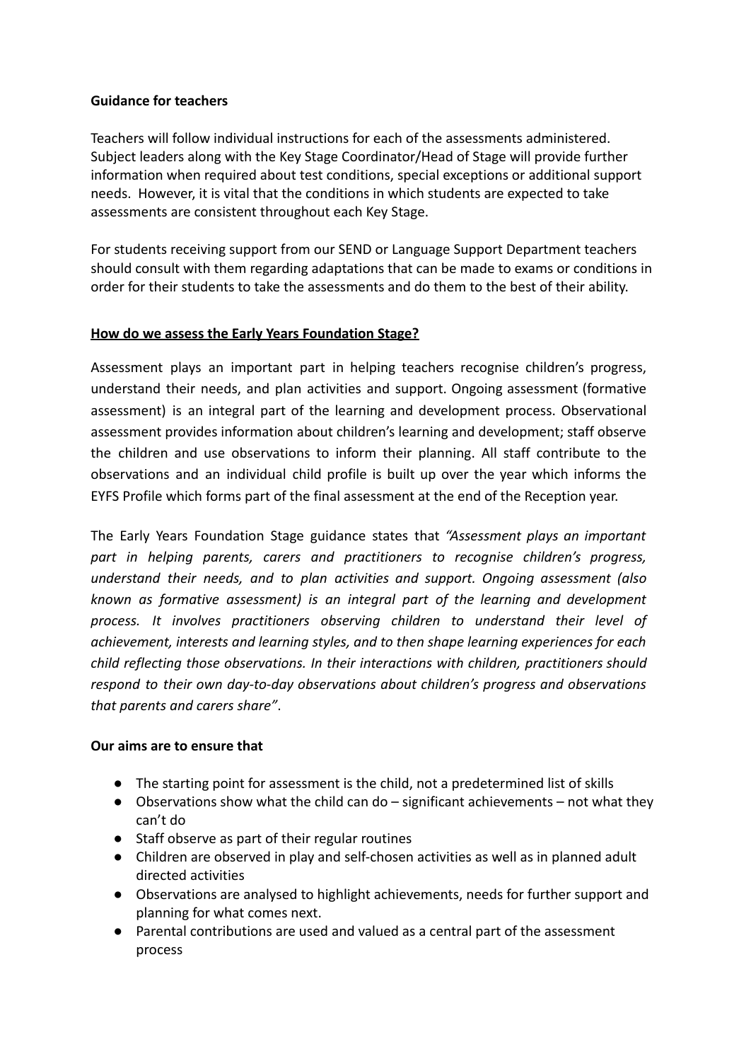**Guidance for teachers**

Teachers will follow individual instructions for each of the assessments administered. Subject leaders along with the Key Stage Coordinator/Head of Stage will provide further information when required about test conditions, special exceptions or additional support needs. However, it is vital that the conditions in which students are expected to take assessments are consistent throughout each Key Stage.

For students receiving support from our SEND or Language Support Department teachers should consult with them regarding adaptations that can be made to exams or conditions in order for their students to take the assessments and do them to the best of their ability.

## **How do we assess the Early Years Foundation Stage?**

Assessment plays an important part in helping teachers recognise children's progress, understand their needs, and plan activities and support. Ongoing assessment (formative assessment) is an integral part of the learning and development process. Observational assessment provides information about children's learning and development; staff observe the children and use observations to inform their planning. All staff contribute to the observations and an individual child profile is built up over the year which informs the EYFS Profile which forms part of the final assessment at the end of the Reception year.

The Early Years Foundation Stage guidance states that *"Assessment plays an important part in helping parents, carers and practitioners to recognise children's progress, understand their needs, and to plan activities and support. Ongoing assessment (also known as formative assessment) is an integral part of the learning and development process. It involves practitioners observing children to understand their level of achievement, interests and learning styles, and to then shape learning experiences for each child reflecting those observations. In their interactions with children, practitioners should respond to their own day-to-day observations about children's progress and observations that parents and carers share"*.

**Our aims are to ensure that**

- The starting point for assessment is the child, not a predetermined list of skills
- Observations show what the child can do – significant achievements – not what they can't do
- Staff observe as part of their regular routines
- Children are observed in play and self-chosen activities as well as in planned adult directed activities
- Observations are analysed to highlight achievements, needs for further support and planning for what comes next.
- Parental contributions are used and valued as a central part of the assessment process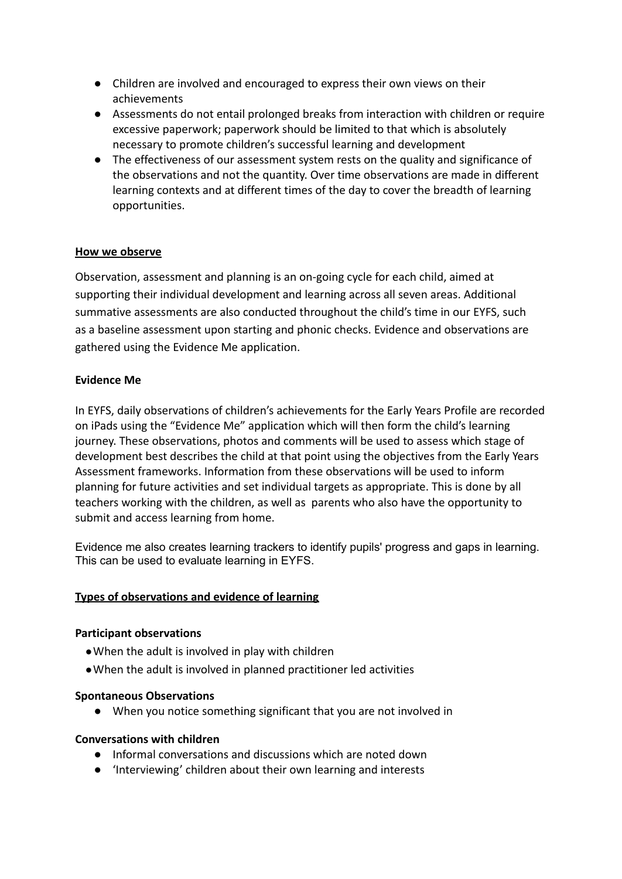- Children are involved and encouraged to express their own views on their achievements
- Assessments do not entail prolonged breaks from interaction with children or require excessive paperwork; paperwork should be limited to that which is absolutely necessary to promote children's successful learning and development
- The effectiveness of our assessment system rests on the quality and significance of the observations and not the quantity. Over time observations are made in different learning contexts and at different times of the day to cover the breadth of learning opportunities.

**<u>How we observe</u>**

Observation, assessment and planning is an on-going cycle for each child, aimed at supporting their individual development and learning across all seven areas. Additional summative assessments are also conducted throughout the child's time in our EYFS, such as a baseline assessment upon starting and phonic checks. Evidence and observations are gathered using the Evidence Me application.

**Evidence Me**

In EYFS, daily observations of children's achievements for the Early Years Profile are recorded on iPads using the "Evidence Me" application which will then form the child's learning journey. These observations, photos and comments will be used to assess which stage of development best describes the child at that point using the objectives from the Early Years Assessment frameworks. Information from these observations will be used to inform planning for future activities and set individual targets as appropriate. This is done by all teachers working with the children, as well as parents who also have the opportunity to submit and access learning from home.

Evidence me also creates learning trackers to identify pupils' progress and gaps in learning. This can be used to evaluate learning in EYFS.

**<u>Types of observations and evidence of learning</u>**

**Participant observations**

- When the adult is involved in play with children
- When the adult is involved in planned practitioner led activities

**Spontaneous Observations**

- When you notice something significant that you are not involved in

**Conversations with children**

- Informal conversations and discussions which are noted down
- 'Interviewing' children about their own learning and interests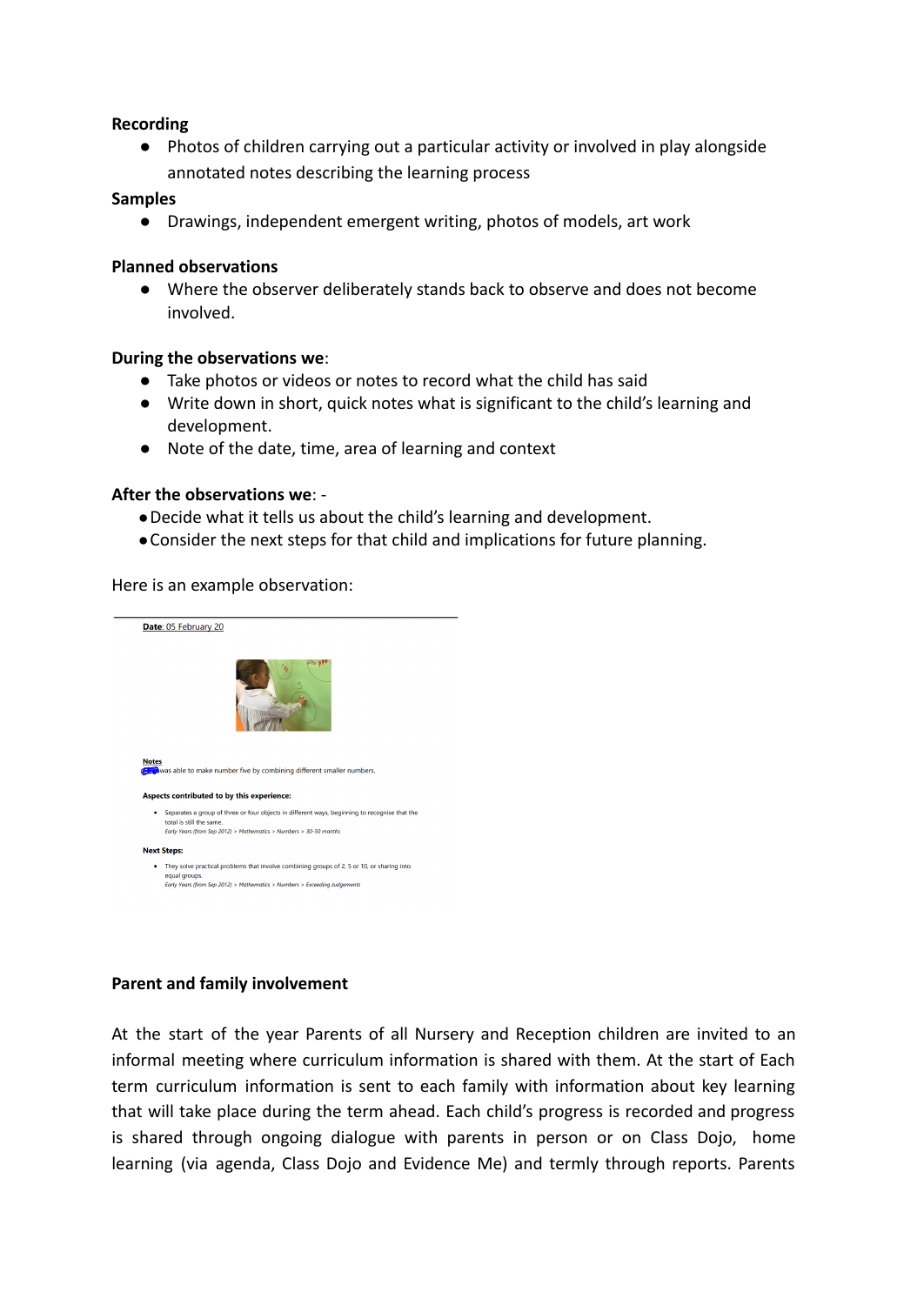**Recording**

- Photos of children carrying out a particular activity or involved in play alongside annotated notes describing the learning process

**Samples**

- Drawings, independent emergent writing, photos of models, art work

**Planned observations**

- Where the observer deliberately stands back to observe and does not become involved.

**During the observations we**:

- Take photos or videos or notes to record what the child has said
- Write down in short, quick notes what is significant to the child's learning and development.
- Note of the date, time, area of learning and context

**After the observations we**: -

- Decide what it tells us about the child's learning and development.
- Consider the next steps for that child and implications for future planning.

Here is an example observation:

**Date**: 05 February 20

**Notes**

was able to make number five by combining different smaller numbers.

**Aspects contributed to by this experience:**

- Separates a group of three or four objects in different ways, beginning to recognise that the total is still the same.
  *Early Years (from Sep 2012) > Mathematics > Numbers > 30-50 months*

**Next Steps:**

- They solve practical problems that involve combining groups of 2, 5 or 10, or sharing into equal groups.
  *Early Years (from Sep 2012) > Mathematics > Numbers > Exceeding Judgements*

**Parent and family involvement**

At the start of the year Parents of all Nursery and Reception children are invited to an informal meeting where curriculum information is shared with them. At the start of Each term curriculum information is sent to each family with information about key learning that will take place during the term ahead. Each child's progress is recorded and progress is shared through ongoing dialogue with parents in person or on Class Dojo, home learning (via agenda, Class Dojo and Evidence Me) and termly through reports. Parents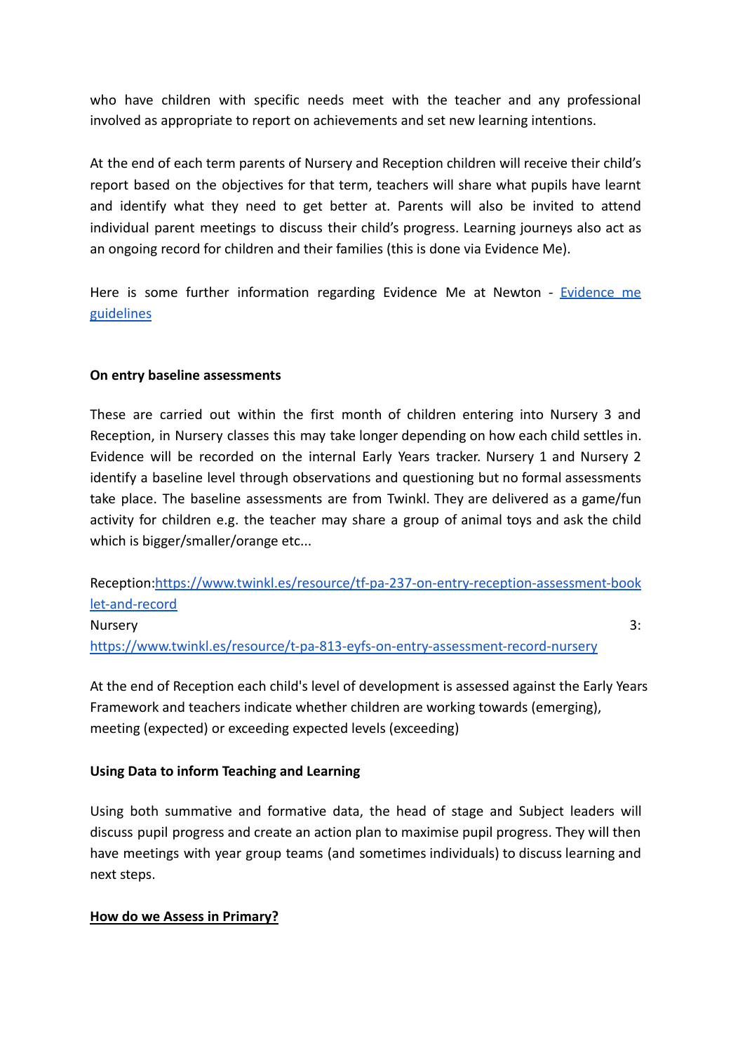who have children with specific needs meet with the teacher and any professional involved as appropriate to report on achievements and set new learning intentions.

At the end of each term parents of Nursery and Reception children will receive their child's report based on the objectives for that term, teachers will share what pupils have learnt and identify what they need to get better at. Parents will also be invited to attend individual parent meetings to discuss their child's progress. Learning journeys also act as an ongoing record for children and their families (this is done via Evidence Me).

Here is some further information regarding Evidence Me at Newton - [Evidence me guidelines]()

**On entry baseline assessments**

These are carried out within the first month of children entering into Nursery 3 and Reception, in Nursery classes this may take longer depending on how each child settles in. Evidence will be recorded on the internal Early Years tracker. Nursery 1 and Nursery 2 identify a baseline level through observations and questioning but no formal assessments take place. The baseline assessments are from Twinkl. They are delivered as a game/fun activity for children e.g. the teacher may share a group of animal toys and ask the child which is bigger/smaller/orange etc...

Reception: [https://www.twinkl.es/resource/tf-pa-237-on-entry-reception-assessment-booklet-and-record](https://www.twinkl.es/resource/tf-pa-237-on-entry-reception-assessment-booklet-and-record)
Nursery 3: [https://www.twinkl.es/resource/t-pa-813-eyfs-on-entry-assessment-record-nursery](https://www.twinkl.es/resource/t-pa-813-eyfs-on-entry-assessment-record-nursery)

At the end of Reception each child's level of development is assessed against the Early Years Framework and teachers indicate whether children are working towards (emerging), meeting (expected) or exceeding expected levels (exceeding)

**Using Data to inform Teaching and Learning**

Using both summative and formative data, the head of stage and Subject leaders will discuss pupil progress and create an action plan to maximise pupil progress. They will then have meetings with year group teams (and sometimes individuals) to discuss learning and next steps.

**How do we Assess in Primary?**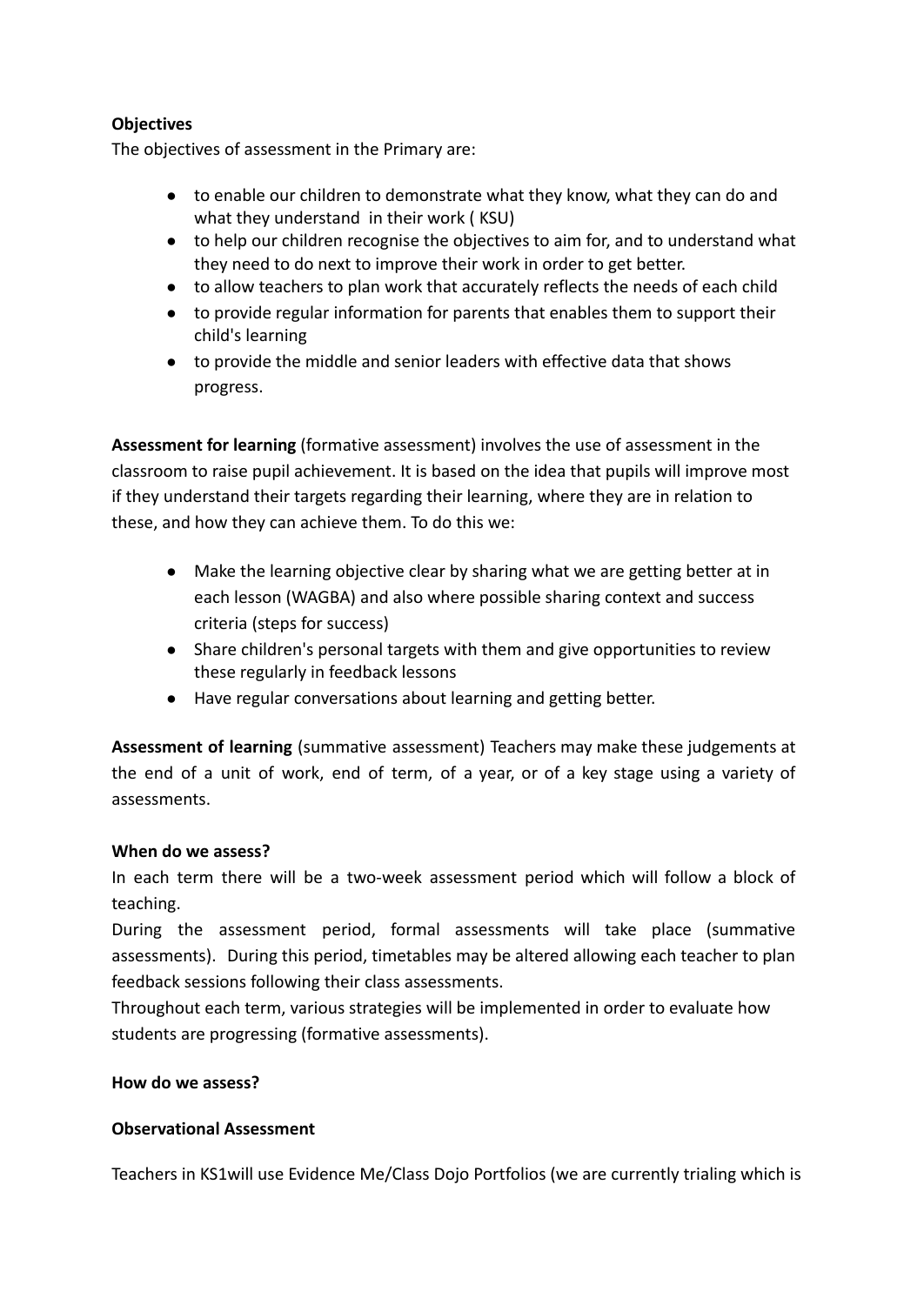**Objectives**

The objectives of assessment in the Primary are:

- to enable our children to demonstrate what they know, what they can do and what they understand in their work ( KSU)
- to help our children recognise the objectives to aim for, and to understand what they need to do next to improve their work in order to get better.
- to allow teachers to plan work that accurately reflects the needs of each child
- to provide regular information for parents that enables them to support their child's learning
- to provide the middle and senior leaders with effective data that shows progress.

**Assessment for learning** (formative assessment) involves the use of assessment in the classroom to raise pupil achievement. It is based on the idea that pupils will improve most if they understand their targets regarding their learning, where they are in relation to these, and how they can achieve them. To do this we:

- Make the learning objective clear by sharing what we are getting better at in each lesson (WAGBA) and also where possible sharing context and success criteria (steps for success)
- Share children's personal targets with them and give opportunities to review these regularly in feedback lessons
- Have regular conversations about learning and getting better.

**Assessment of learning** (summative assessment) Teachers may make these judgements at the end of a unit of work, end of term, of a year, or of a key stage using a variety of assessments.

**When do we assess?**

In each term there will be a two-week assessment period which will follow a block of teaching.

During the assessment period, formal assessments will take place (summative assessments). During this period, timetables may be altered allowing each teacher to plan feedback sessions following their class assessments.

Throughout each term, various strategies will be implemented in order to evaluate how students are progressing (formative assessments).

**How do we assess?**

**Observational Assessment**

Teachers in KS1will use Evidence Me/Class Dojo Portfolios (we are currently trialing which is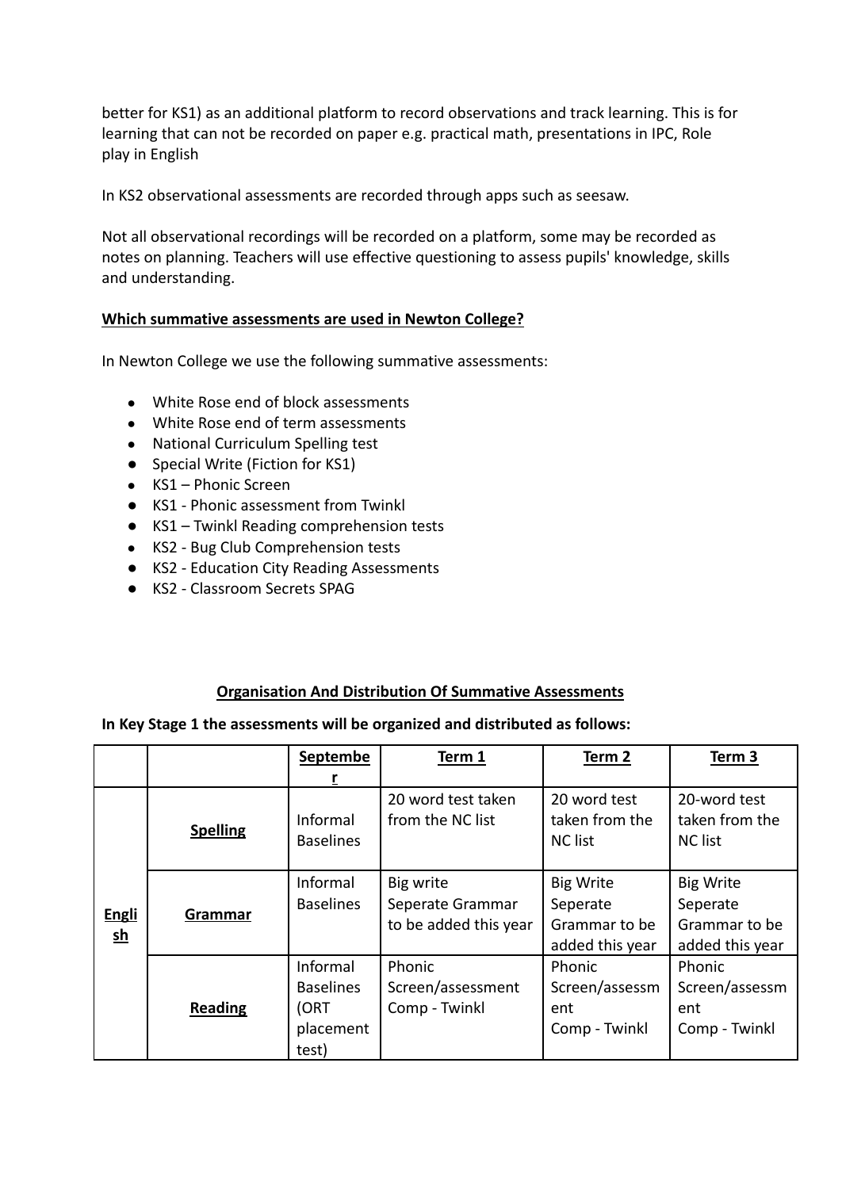better for KS1) as an additional platform to record observations and track learning. This is for learning that can not be recorded on paper e.g. practical math, presentations in IPC, Role play in English

In KS2 observational assessments are recorded through apps such as seesaw.

Not all observational recordings will be recorded on a platform, some may be recorded as notes on planning. Teachers will use effective questioning to assess pupils' knowledge, skills and understanding.

**Which summative assessments are used in Newton College?**

In Newton College we use the following summative assessments:

- White Rose end of block assessments
- White Rose end of term assessments
- National Curriculum Spelling test
- Special Write (Fiction for KS1)
- KS1 – Phonic Screen
- KS1 - Phonic assessment from Twinkl
- KS1 – Twinkl Reading comprehension tests
- KS2 - Bug Club Comprehension tests
- KS2 - Education City Reading Assessments
- KS2 - Classroom Secrets SPAG

**Organisation And Distribution Of Summative Assessments**

**In Key Stage 1 the assessments will be organized and distributed as follows:**

| | | **September** | **Term 1** | **Term 2** | **Term 3** |
|---|---|---|---|---|---|
| **English** | **Spelling** | Informal Baselines | 20 word test taken from the NC list | 20 word test taken from the NC list | 20-word test taken from the NC list |
| | **Grammar** | Informal Baselines | Big write Seperate Grammar to be added this year | Big Write Seperate Grammar to be added this year | Big Write Seperate Grammar to be added this year |
| | **Reading** | Informal Baselines (ORT placement test) | Phonic Screen/assessment Comp - Twinkl | Phonic Screen/assessment Comp - Twinkl | Phonic Screen/assessment Comp - Twinkl |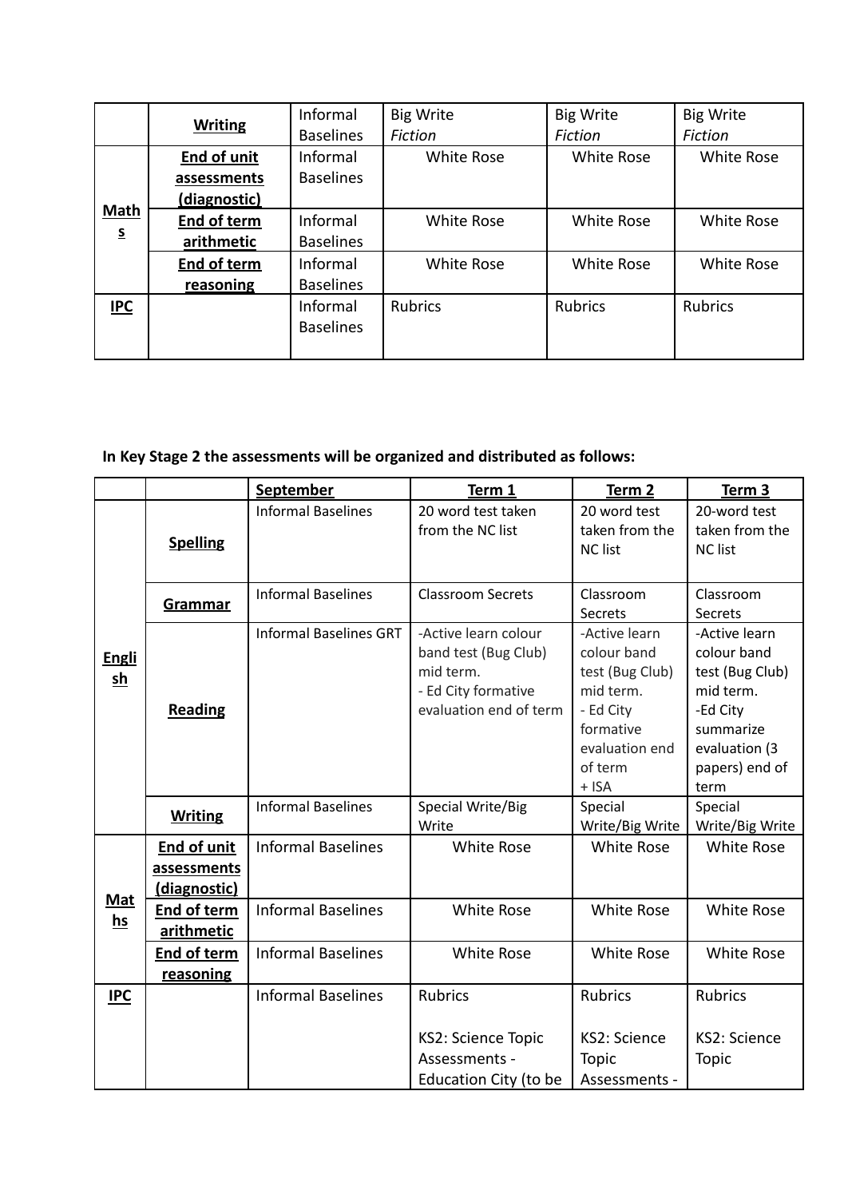|  | **Writing** | Informal Baselines | Big Write *Fiction* | Big Write *Fiction* | Big Write *Fiction* |
|---|---|---|---|---|---|
| **Maths** | **End of unit assessments (diagnostic)** | Informal Baselines | White Rose | White Rose | White Rose |
|  | **End of term arithmetic** | Informal Baselines | White Rose | White Rose | White Rose |
|  | **End of term reasoning** | Informal Baselines | White Rose | White Rose | White Rose |
| **IPC** |  | Informal Baselines | Rubrics | Rubrics | Rubrics |

**In Key Stage 2 the assessments will be organized and distributed as follows:**

|  |  | **September** | **Term 1** | **Term 2** | **Term 3** |
|---|---|---|---|---|---|
| **English** | **Spelling** | Informal Baselines | 20 word test taken from the NC list | 20 word test taken from the NC list | 20-word test taken from the NC list |
|  | **Grammar** | Informal Baselines | Classroom Secrets | Classroom Secrets | Classroom Secrets |
|  | **Reading** | Informal Baselines GRT | -Active learn colour band test (Bug Club) mid term.<br>- Ed City formative evaluation end of term | -Active learn colour band test (Bug Club) mid term.<br>- Ed City formative evaluation end of term + ISA | -Active learn colour band test (Bug Club) mid term.<br>-Ed City summarize evaluation (3 papers) end of term |
|  | **Writing** | Informal Baselines | Special Write/Big Write | Special Write/Big Write | Special Write/Big Write |
| **Maths** | **End of unit assessments (diagnostic)** | Informal Baselines | White Rose | White Rose | White Rose |
|  | **End of term arithmetic** | Informal Baselines | White Rose | White Rose | White Rose |
|  | **End of term reasoning** | Informal Baselines | White Rose | White Rose | White Rose |
| **IPC** |  | Informal Baselines | Rubrics<br><br>KS2: Science Topic Assessments - Education City (to be | Rubrics<br><br>KS2: Science Topic Assessments - | Rubrics<br><br>KS2: Science Topic |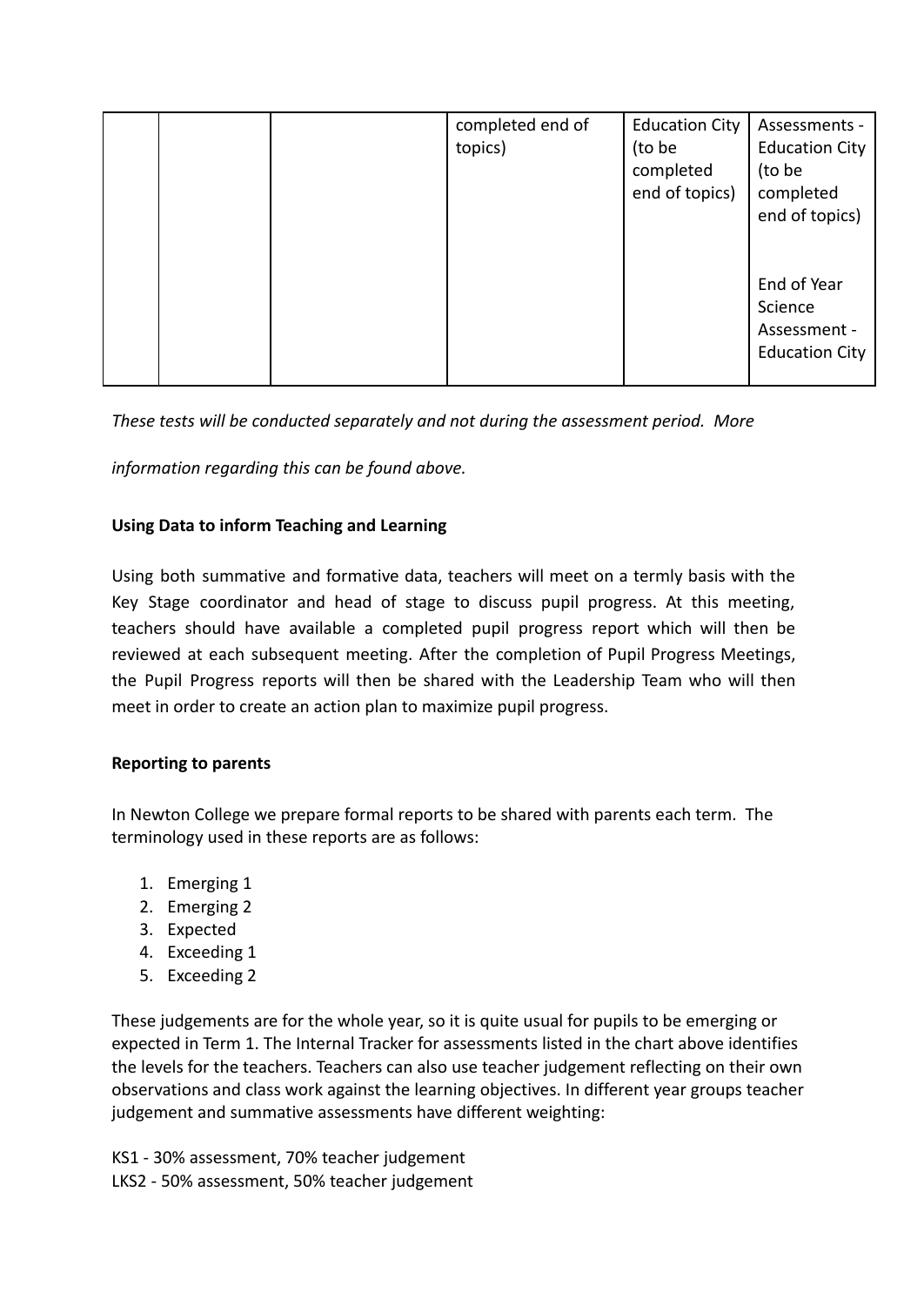| | | | completed end of topics) | Education City (to be completed end of topics) | Assessments - Education City (to be completed end of topics)<br><br>End of Year Science Assessment - Education City |
|---|---|---|---|---|---|

*These tests will be conducted separately and not during the assessment period. More information regarding this can be found above.*

**Using Data to inform Teaching and Learning**

Using both summative and formative data, teachers will meet on a termly basis with the Key Stage coordinator and head of stage to discuss pupil progress. At this meeting, teachers should have available a completed pupil progress report which will then be reviewed at each subsequent meeting. After the completion of Pupil Progress Meetings, the Pupil Progress reports will then be shared with the Leadership Team who will then meet in order to create an action plan to maximize pupil progress.

**Reporting to parents**

In Newton College we prepare formal reports to be shared with parents each term. The terminology used in these reports are as follows:

1. Emerging 1
2. Emerging 2
3. Expected
4. Exceeding 1
5. Exceeding 2

These judgements are for the whole year, so it is quite usual for pupils to be emerging or expected in Term 1. The Internal Tracker for assessments listed in the chart above identifies the levels for the teachers. Teachers can also use teacher judgement reflecting on their own observations and class work against the learning objectives. In different year groups teacher judgement and summative assessments have different weighting:

KS1 - 30% assessment, 70% teacher judgement
LKS2 - 50% assessment, 50% teacher judgement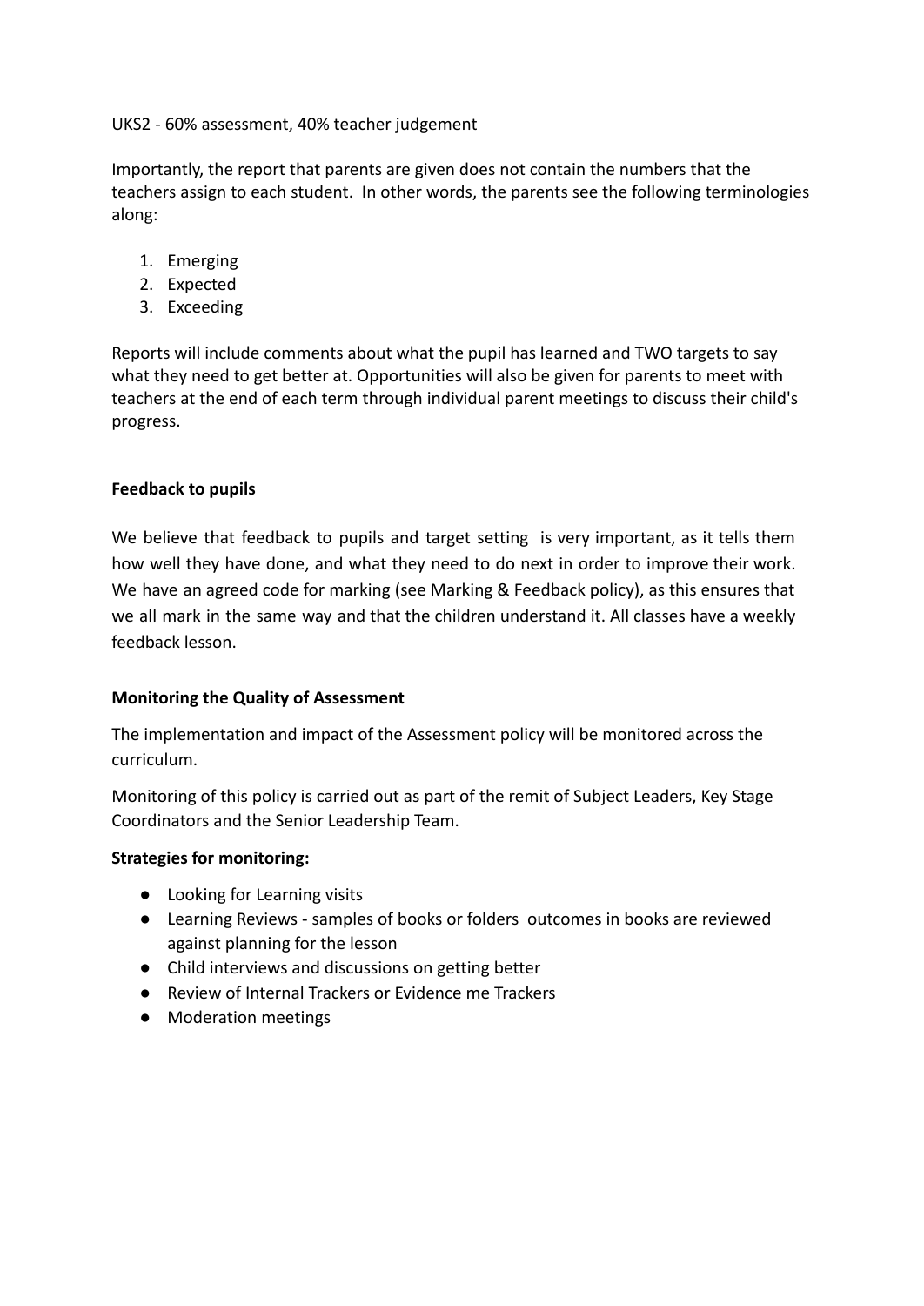UKS2 - 60% assessment, 40% teacher judgement

Importantly, the report that parents are given does not contain the numbers that the teachers assign to each student. In other words, the parents see the following terminologies along:

1. Emerging
2. Expected
3. Exceeding

Reports will include comments about what the pupil has learned and TWO targets to say what they need to get better at. Opportunities will also be given for parents to meet with teachers at the end of each term through individual parent meetings to discuss their child's progress.

**Feedback to pupils**

We believe that feedback to pupils and target setting is very important, as it tells them how well they have done, and what they need to do next in order to improve their work. We have an agreed code for marking (see Marking & Feedback policy), as this ensures that we all mark in the same way and that the children understand it. All classes have a weekly feedback lesson.

**Monitoring the Quality of Assessment**

The implementation and impact of the Assessment policy will be monitored across the curriculum.

Monitoring of this policy is carried out as part of the remit of Subject Leaders, Key Stage Coordinators and the Senior Leadership Team.

**Strategies for monitoring:**

- Looking for Learning visits
- Learning Reviews - samples of books or folders outcomes in books are reviewed against planning for the lesson
- Child interviews and discussions on getting better
- Review of Internal Trackers or Evidence me Trackers
- Moderation meetings